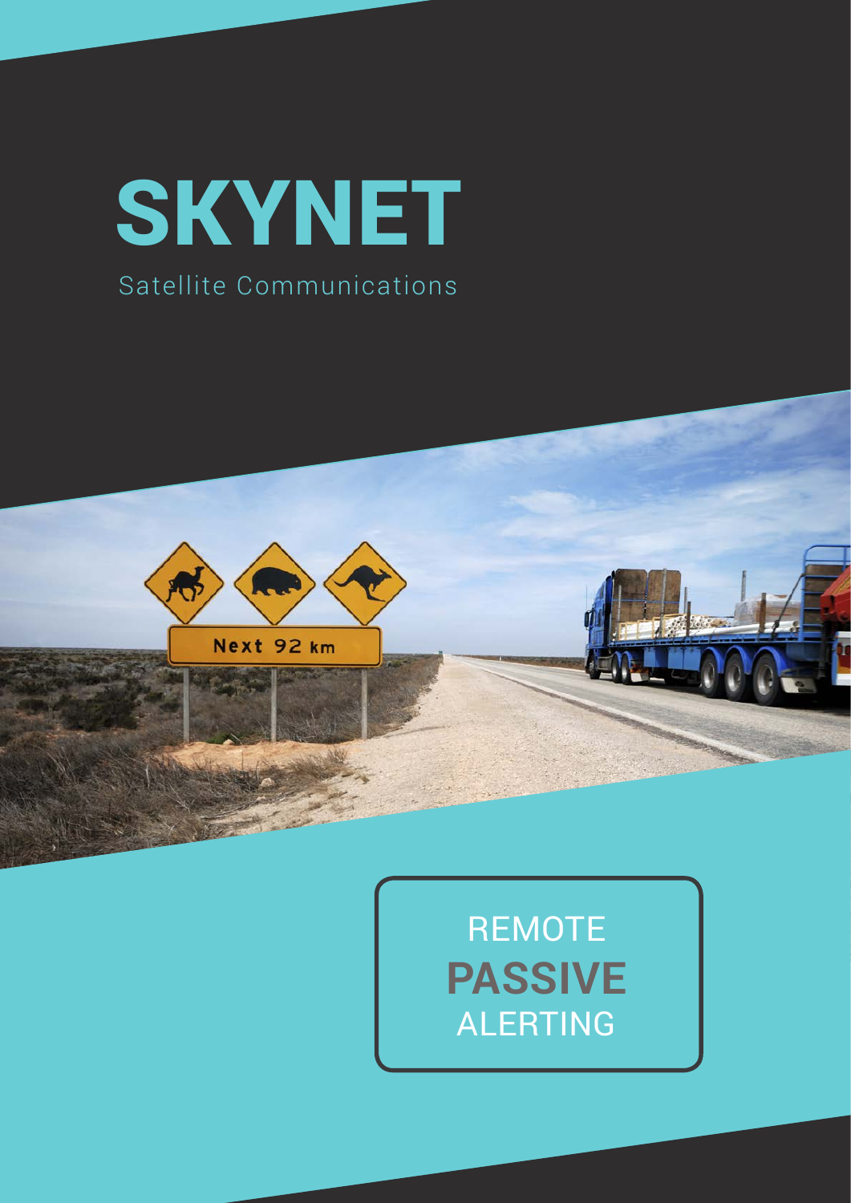# SKYNET

Satellite Communications

REMOTE
**PASSIVE**
ALERTING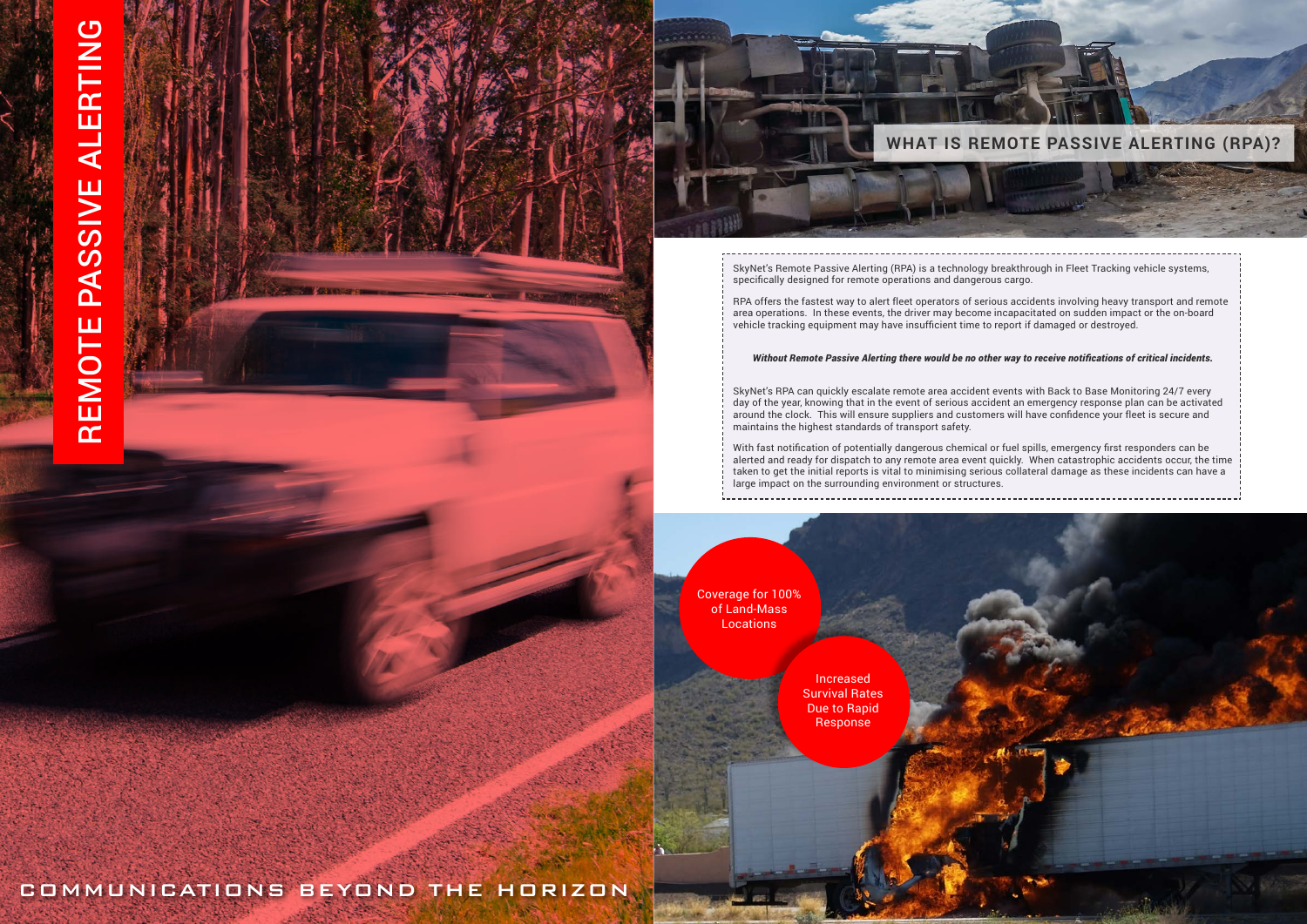# REMOTE PASSIVE ALERTING

## WHAT IS REMOTE PASSIVE ALERTING (RPA)?

SkyNet's Remote Passive Alerting (RPA) is a technology breakthrough in Fleet Tracking vehicle systems, specifically designed for remote operations and dangerous cargo.

RPA offers the fastest way to alert fleet operators of serious accidents involving heavy transport and remote area operations. In these events, the driver may become incapacitated on sudden impact or the on-board vehicle tracking equipment may have insufficient time to report if damaged or destroyed.

***Without Remote Passive Alerting there would be no other way to receive notifications of critical incidents.***

SkyNet's RPA can quickly escalate remote area accident events with Back to Base Monitoring 24/7 every day of the year, knowing that in the event of serious accident an emergency response plan can be activated around the clock. This will ensure suppliers and customers will have confidence your fleet is secure and maintains the highest standards of transport safety.

With fast notification of potentially dangerous chemical or fuel spills, emergency first responders can be alerted and ready for dispatch to any remote area event quickly. When catastrophic accidents occur, the time taken to get the initial reports is vital to minimising serious collateral damage as these incidents can have a large impact on the surrounding environment or structures.

- Coverage for 100% of Land-Mass Locations
- Increased Survival Rates Due to Rapid Response

COMMUNICATIONS BEYOND THE HORIZON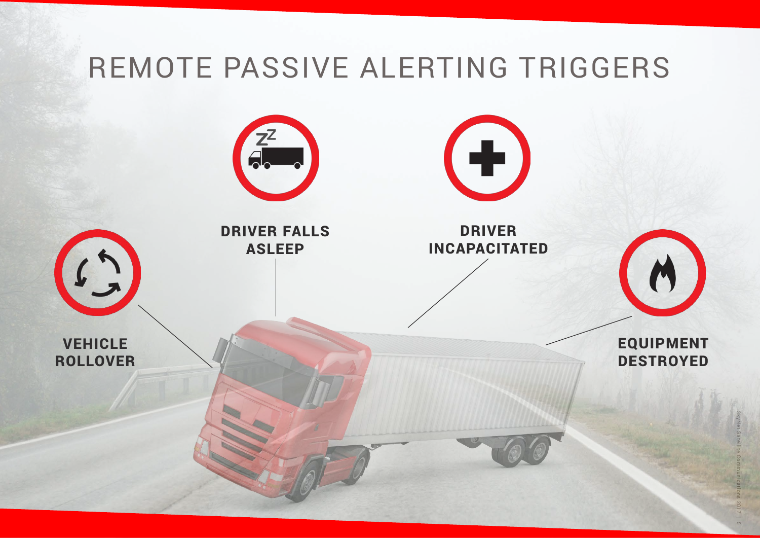# REMOTE PASSIVE ALERTING TRIGGERS

**DRIVER FALLS ASLEEP**

**DRIVER INCAPACITATED**

**VEHICLE ROLLOVER**

**EQUIPMENT DESTROYED**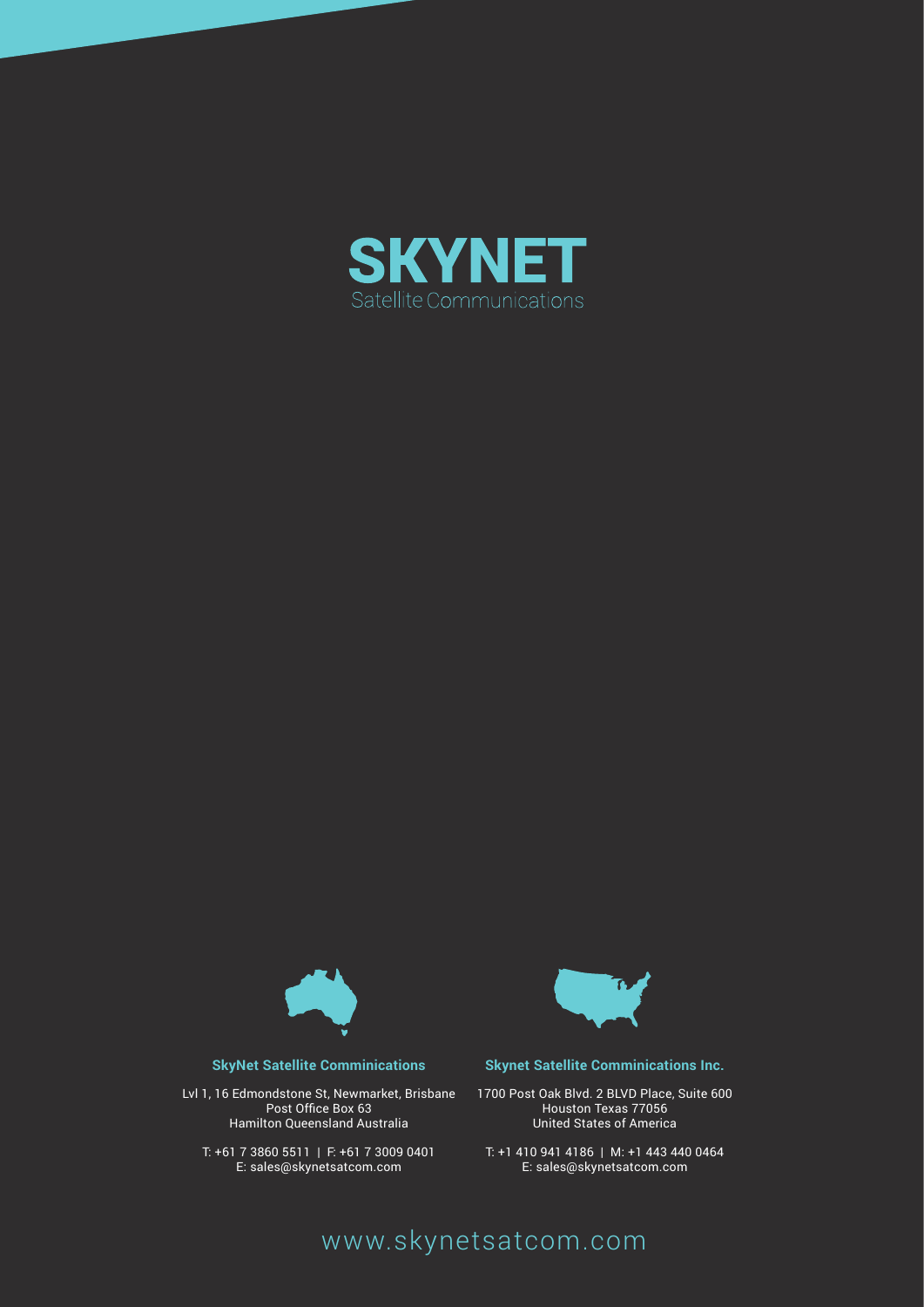# SKYNET

Satellite Communications

**SkyNet Satellite Comminications**

Lvl 1, 16 Edmondstone St, Newmarket, Brisbane
Post Office Box 63
Hamilton Queensland Australia

T: +61 7 3860 5511 | F: +61 7 3009 0401
E: sales@skynetsatcom.com

**Skynet Satellite Comminications Inc.**

1700 Post Oak Blvd. 2 BLVD Place, Suite 600
Houston Texas 77056
United States of America

T: +1 410 941 4186 | M: +1 443 440 0464
E: sales@skynetsatcom.com

www.skynetsatcom.com